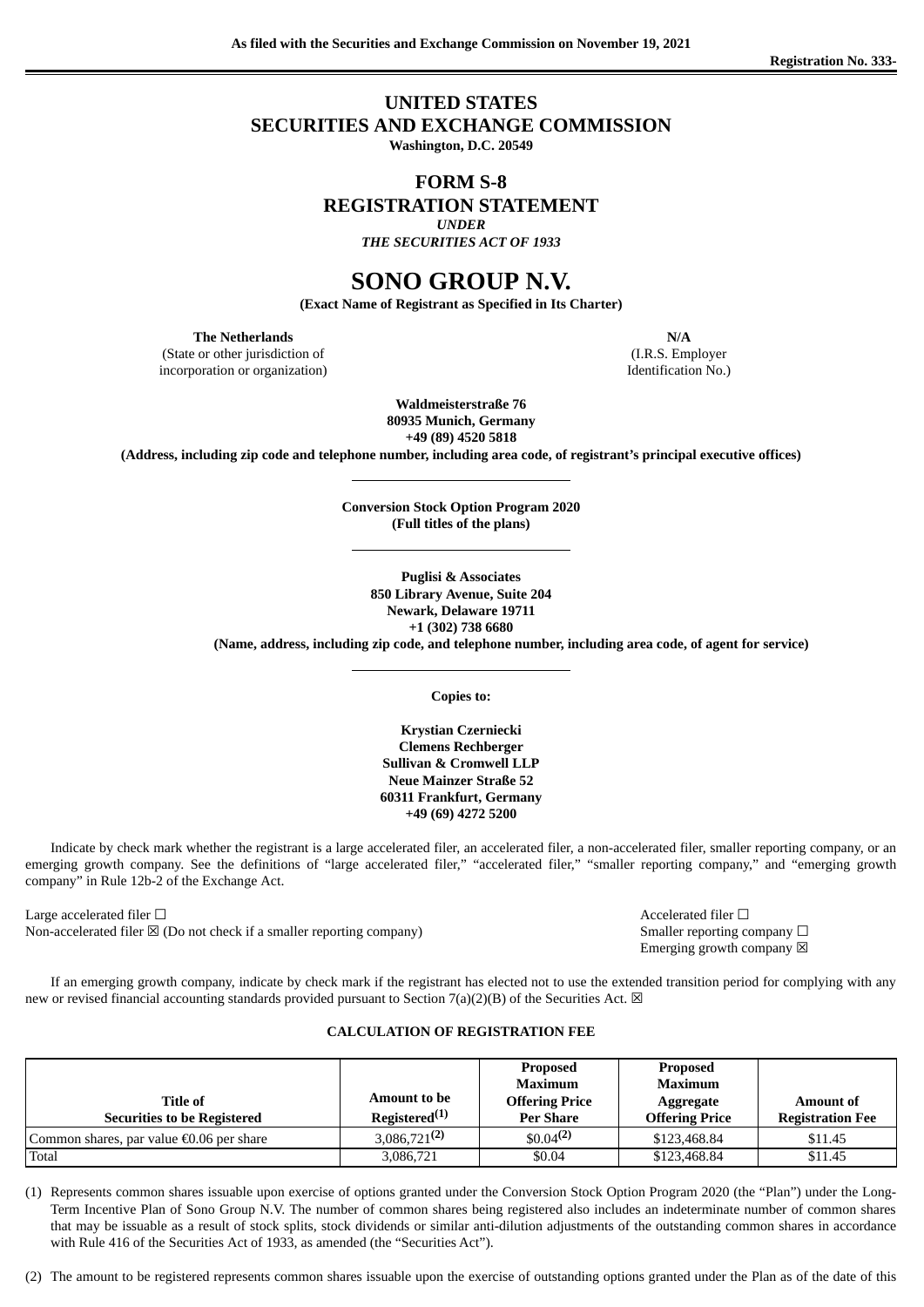As filed with the Securities and Exchange Commission on November 19, 2021

Registration No. 333-

# UNITED STATES
# SECURITIES AND EXCHANGE COMMISSION

**Washington, D.C. 20549**

## FORM S-8
## REGISTRATION STATEMENT

*UNDER*

*THE SECURITIES ACT OF 1933*

# SONO GROUP N.V.

**(Exact Name of Registrant as Specified in Its Charter)**

| **The Netherlands** | **N/A** |
|---|---|
| (State or other jurisdiction of incorporation or organization) | (I.R.S. Employer Identification No.) |

**Waldmeisterstraße 76**
**80935 Munich, Germany**
**+49 (89) 4520 5818**
**(Address, including zip code and telephone number, including area code, of registrant's principal executive offices)**

**Conversion Stock Option Program 2020**
**(Full titles of the plans)**

**Puglisi & Associates**
**850 Library Avenue, Suite 204**
**Newark, Delaware 19711**
**+1 (302) 738 6680**
**(Name, address, including zip code, and telephone number, including area code, of agent for service)**

**Copies to:**

**Krystian Czerniecki**
**Clemens Rechberger**
**Sullivan & Cromwell LLP**
**Neue Mainzer Straße 52**
**60311 Frankfurt, Germany**
**+49 (69) 4272 5200**

Indicate by check mark whether the registrant is a large accelerated filer, an accelerated filer, a non-accelerated filer, smaller reporting company, or an emerging growth company. See the definitions of "large accelerated filer," "accelerated filer," "smaller reporting company," and "emerging growth company" in Rule 12b-2 of the Exchange Act.

Large accelerated filer ☐ Accelerated filer ☐
Non-accelerated filer ☒ (Do not check if a smaller reporting company) Smaller reporting company ☐
Emerging growth company ☒

If an emerging growth company, indicate by check mark if the registrant has elected not to use the extended transition period for complying with any new or revised financial accounting standards provided pursuant to Section 7(a)(2)(B) of the Securities Act. ☒

**CALCULATION OF REGISTRATION FEE**

| Title of Securities to be Registered | Amount to be Registered(1) | Proposed Maximum Offering Price Per Share | Proposed Maximum Aggregate Offering Price | Amount of Registration Fee |
|---|---|---|---|---|
| Common shares, par value €0.06 per share | 3,086,721(2) | $0.04(2) | $123,468.84 | $11.45 |
| Total | 3,086,721 | $0.04 | $123,468.84 | $11.45 |

(1) Represents common shares issuable upon exercise of options granted under the Conversion Stock Option Program 2020 (the "Plan") under the Long-Term Incentive Plan of Sono Group N.V. The number of common shares being registered also includes an indeterminate number of common shares that may be issuable as a result of stock splits, stock dividends or similar anti-dilution adjustments of the outstanding common shares in accordance with Rule 416 of the Securities Act of 1933, as amended (the "Securities Act").

(2) The amount to be registered represents common shares issuable upon the exercise of outstanding options granted under the Plan as of the date of this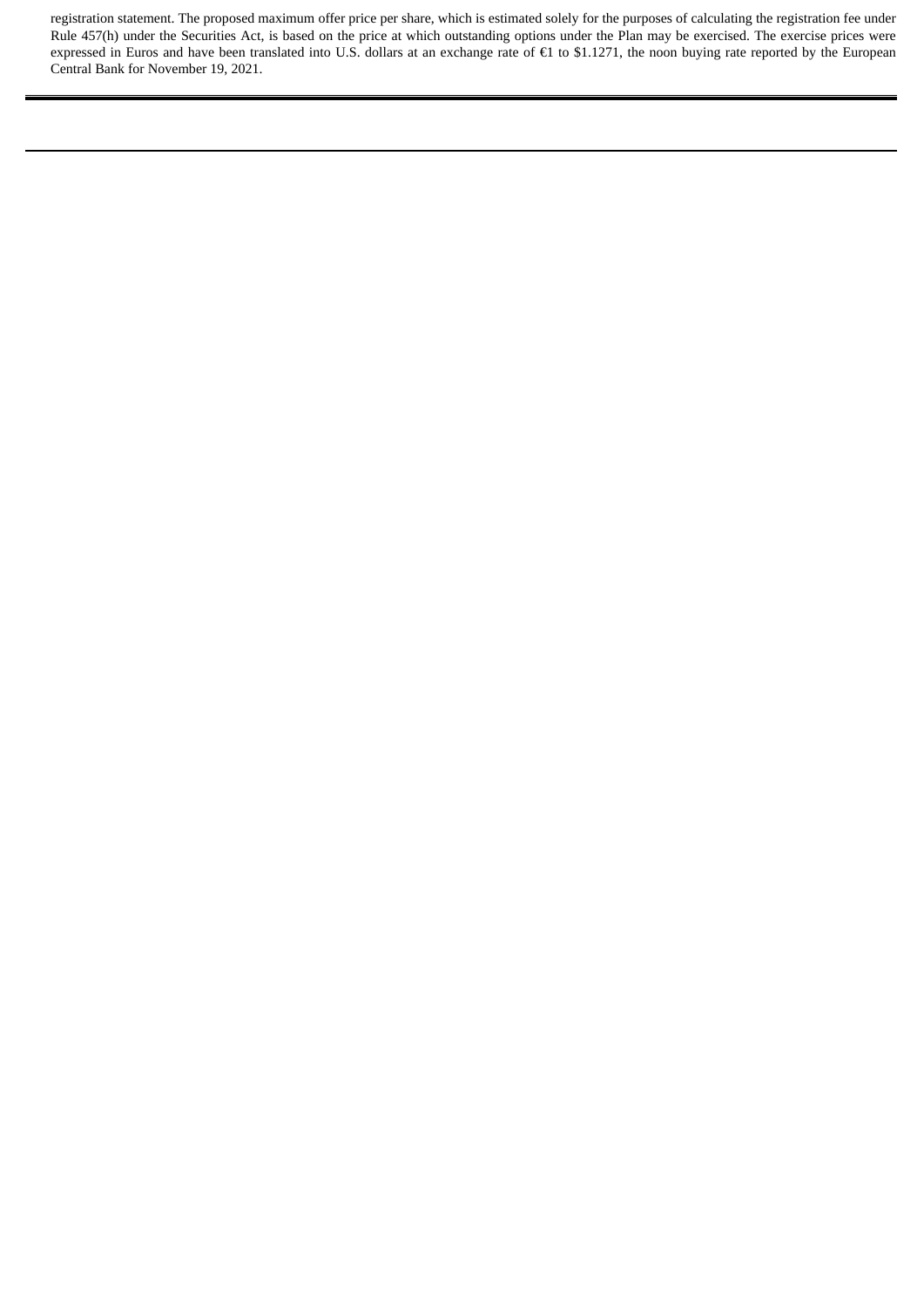registration statement. The proposed maximum offer price per share, which is estimated solely for the purposes of calculating the registration fee under Rule 457(h) under the Securities Act, is based on the price at which outstanding options under the Plan may be exercised. The exercise prices were expressed in Euros and have been translated into U.S. dollars at an exchange rate of €1 to $1.1271, the noon buying rate reported by the European Central Bank for November 19, 2021.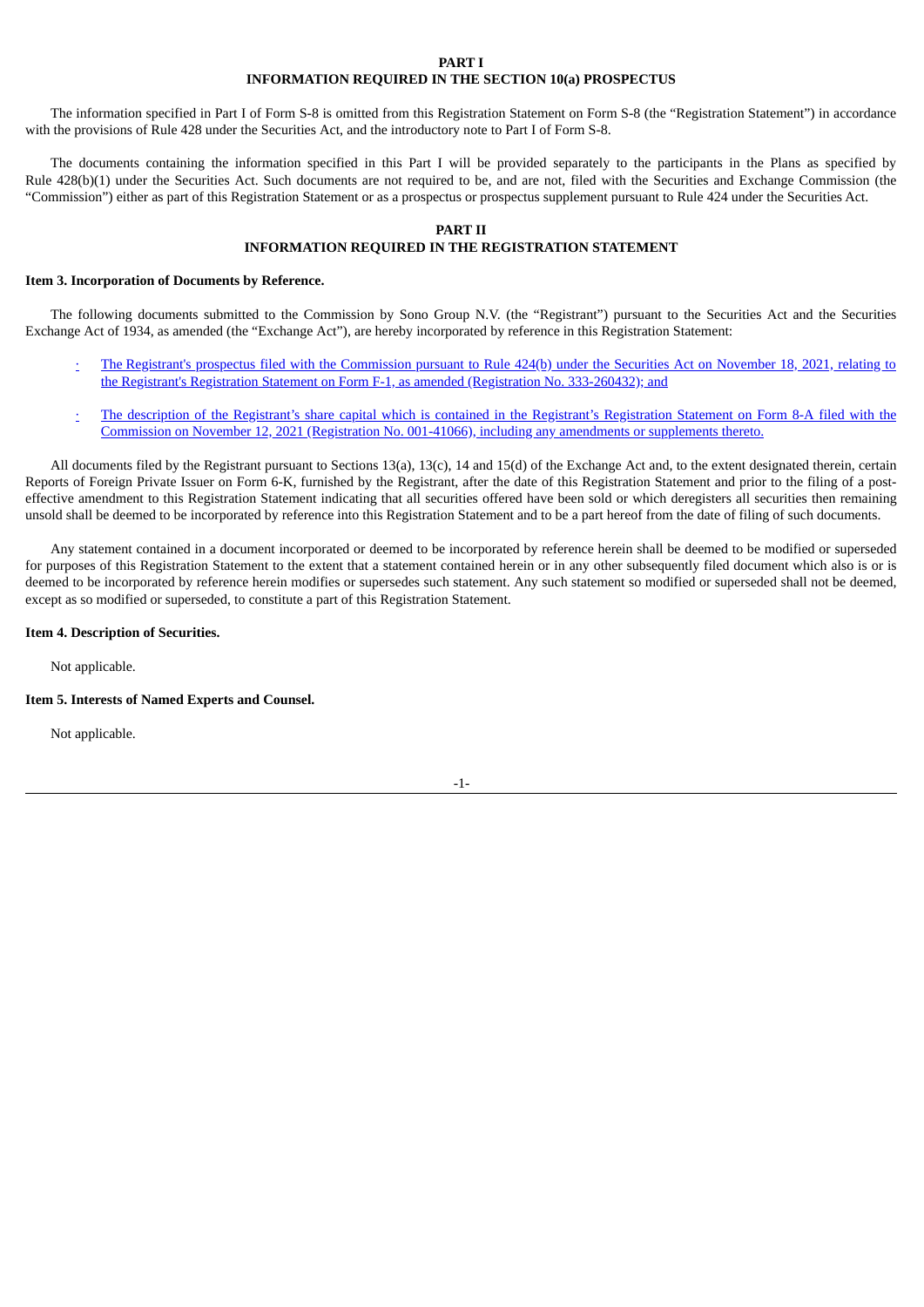**PART I**
**INFORMATION REQUIRED IN THE SECTION 10(a) PROSPECTUS**

The information specified in Part I of Form S-8 is omitted from this Registration Statement on Form S-8 (the "Registration Statement") in accordance with the provisions of Rule 428 under the Securities Act, and the introductory note to Part I of Form S-8.

The documents containing the information specified in this Part I will be provided separately to the participants in the Plans as specified by Rule 428(b)(1) under the Securities Act. Such documents are not required to be, and are not, filed with the Securities and Exchange Commission (the "Commission") either as part of this Registration Statement or as a prospectus or prospectus supplement pursuant to Rule 424 under the Securities Act.

**PART II**
**INFORMATION REQUIRED IN THE REGISTRATION STATEMENT**

**Item 3. Incorporation of Documents by Reference.**

The following documents submitted to the Commission by Sono Group N.V. (the "Registrant") pursuant to the Securities Act and the Securities Exchange Act of 1934, as amended (the "Exchange Act"), are hereby incorporated by reference in this Registration Statement:

- The Registrant's prospectus filed with the Commission pursuant to Rule 424(b) under the Securities Act on November 18, 2021, relating to the Registrant's Registration Statement on Form F-1, as amended (Registration No. 333-260432); and
- The description of the Registrant's share capital which is contained in the Registrant's Registration Statement on Form 8-A filed with the Commission on November 12, 2021 (Registration No. 001-41066), including any amendments or supplements thereto.

All documents filed by the Registrant pursuant to Sections 13(a), 13(c), 14 and 15(d) of the Exchange Act and, to the extent designated therein, certain Reports of Foreign Private Issuer on Form 6-K, furnished by the Registrant, after the date of this Registration Statement and prior to the filing of a post-effective amendment to this Registration Statement indicating that all securities offered have been sold or which deregisters all securities then remaining unsold shall be deemed to be incorporated by reference into this Registration Statement and to be a part hereof from the date of filing of such documents.

Any statement contained in a document incorporated or deemed to be incorporated by reference herein shall be deemed to be modified or superseded for purposes of this Registration Statement to the extent that a statement contained herein or in any other subsequently filed document which also is or is deemed to be incorporated by reference herein modifies or supersedes such statement. Any such statement so modified or superseded shall not be deemed, except as so modified or superseded, to constitute a part of this Registration Statement.

**Item 4. Description of Securities.**

Not applicable.

**Item 5. Interests of Named Experts and Counsel.**

Not applicable.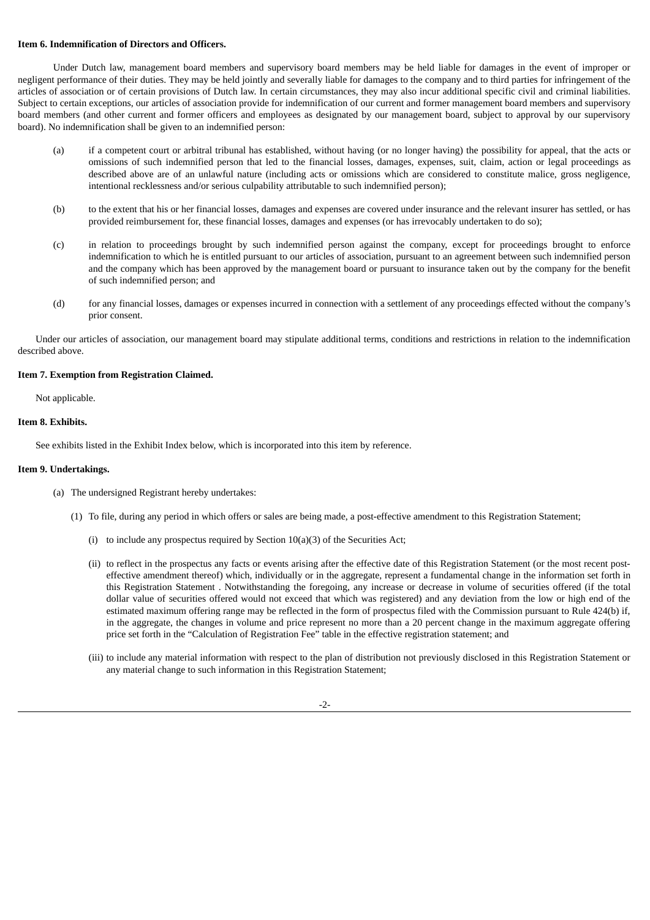**Item 6. Indemnification of Directors and Officers.**

Under Dutch law, management board members and supervisory board members may be held liable for damages in the event of improper or negligent performance of their duties. They may be held jointly and severally liable for damages to the company and to third parties for infringement of the articles of association or of certain provisions of Dutch law. In certain circumstances, they may also incur additional specific civil and criminal liabilities. Subject to certain exceptions, our articles of association provide for indemnification of our current and former management board members and supervisory board members (and other current and former officers and employees as designated by our management board, subject to approval by our supervisory board). No indemnification shall be given to an indemnified person:

(a) if a competent court or arbitral tribunal has established, without having (or no longer having) the possibility for appeal, that the acts or omissions of such indemnified person that led to the financial losses, damages, expenses, suit, claim, action or legal proceedings as described above are of an unlawful nature (including acts or omissions which are considered to constitute malice, gross negligence, intentional recklessness and/or serious culpability attributable to such indemnified person);

(b) to the extent that his or her financial losses, damages and expenses are covered under insurance and the relevant insurer has settled, or has provided reimbursement for, these financial losses, damages and expenses (or has irrevocably undertaken to do so);

(c) in relation to proceedings brought by such indemnified person against the company, except for proceedings brought to enforce indemnification to which he is entitled pursuant to our articles of association, pursuant to an agreement between such indemnified person and the company which has been approved by the management board or pursuant to insurance taken out by the company for the benefit of such indemnified person; and

(d) for any financial losses, damages or expenses incurred in connection with a settlement of any proceedings effected without the company's prior consent.

Under our articles of association, our management board may stipulate additional terms, conditions and restrictions in relation to the indemnification described above.

**Item 7. Exemption from Registration Claimed.**

Not applicable.

**Item 8. Exhibits.**

See exhibits listed in the Exhibit Index below, which is incorporated into this item by reference.

**Item 9. Undertakings.**

(a) The undersigned Registrant hereby undertakes:

(1) To file, during any period in which offers or sales are being made, a post-effective amendment to this Registration Statement;

(i) to include any prospectus required by Section 10(a)(3) of the Securities Act;

(ii) to reflect in the prospectus any facts or events arising after the effective date of this Registration Statement (or the most recent post-effective amendment thereof) which, individually or in the aggregate, represent a fundamental change in the information set forth in this Registration Statement . Notwithstanding the foregoing, any increase or decrease in volume of securities offered (if the total dollar value of securities offered would not exceed that which was registered) and any deviation from the low or high end of the estimated maximum offering range may be reflected in the form of prospectus filed with the Commission pursuant to Rule 424(b) if, in the aggregate, the changes in volume and price represent no more than a 20 percent change in the maximum aggregate offering price set forth in the "Calculation of Registration Fee" table in the effective registration statement; and

(iii) to include any material information with respect to the plan of distribution not previously disclosed in this Registration Statement or any material change to such information in this Registration Statement;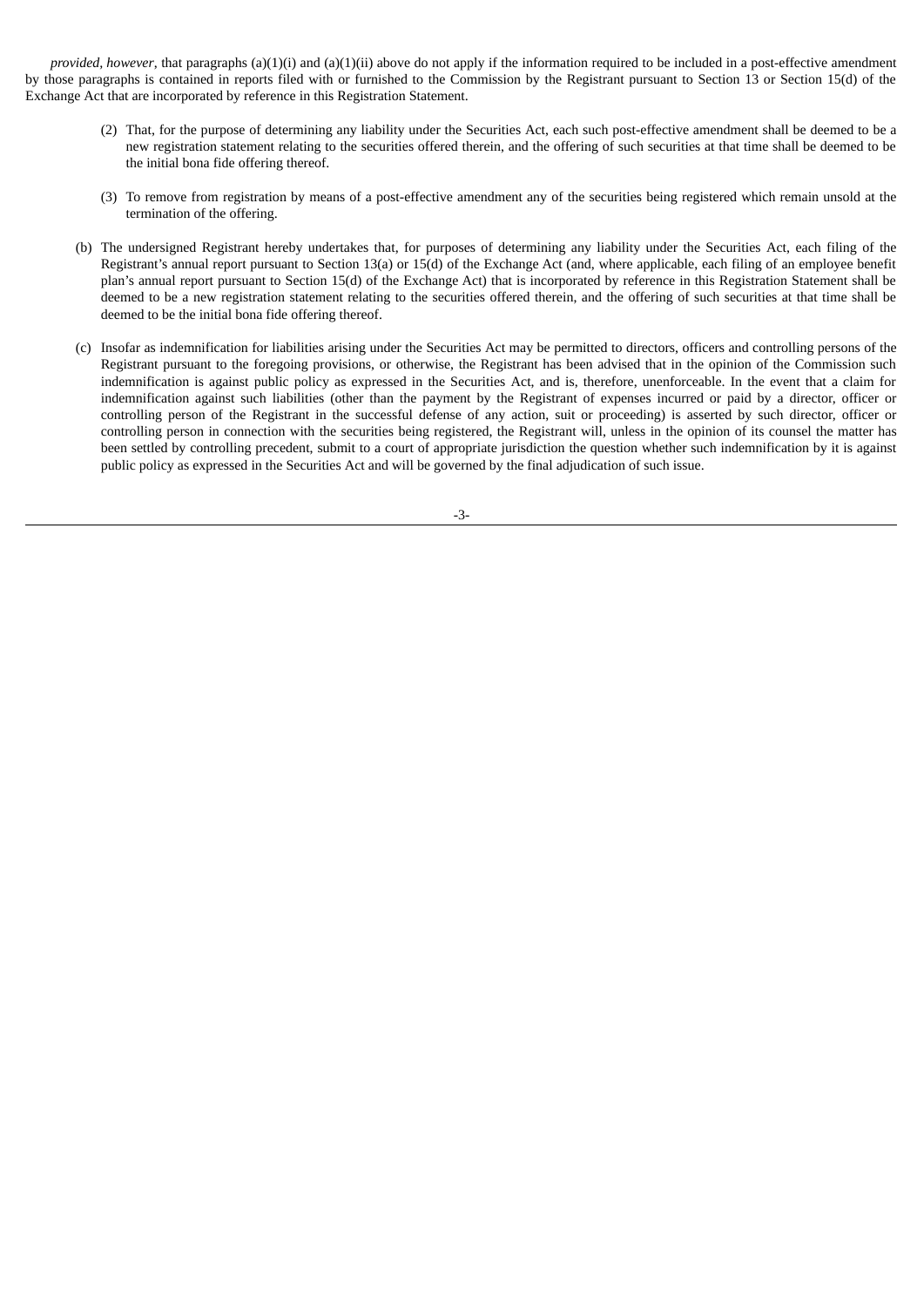*provided, however*, that paragraphs (a)(1)(i) and (a)(1)(ii) above do not apply if the information required to be included in a post-effective amendment by those paragraphs is contained in reports filed with or furnished to the Commission by the Registrant pursuant to Section 13 or Section 15(d) of the Exchange Act that are incorporated by reference in this Registration Statement.

(2) That, for the purpose of determining any liability under the Securities Act, each such post-effective amendment shall be deemed to be a new registration statement relating to the securities offered therein, and the offering of such securities at that time shall be deemed to be the initial bona fide offering thereof.

(3) To remove from registration by means of a post-effective amendment any of the securities being registered which remain unsold at the termination of the offering.

(b) The undersigned Registrant hereby undertakes that, for purposes of determining any liability under the Securities Act, each filing of the Registrant's annual report pursuant to Section 13(a) or 15(d) of the Exchange Act (and, where applicable, each filing of an employee benefit plan's annual report pursuant to Section 15(d) of the Exchange Act) that is incorporated by reference in this Registration Statement shall be deemed to be a new registration statement relating to the securities offered therein, and the offering of such securities at that time shall be deemed to be the initial bona fide offering thereof.

(c) Insofar as indemnification for liabilities arising under the Securities Act may be permitted to directors, officers and controlling persons of the Registrant pursuant to the foregoing provisions, or otherwise, the Registrant has been advised that in the opinion of the Commission such indemnification is against public policy as expressed in the Securities Act, and is, therefore, unenforceable. In the event that a claim for indemnification against such liabilities (other than the payment by the Registrant of expenses incurred or paid by a director, officer or controlling person of the Registrant in the successful defense of any action, suit or proceeding) is asserted by such director, officer or controlling person in connection with the securities being registered, the Registrant will, unless in the opinion of its counsel the matter has been settled by controlling precedent, submit to a court of appropriate jurisdiction the question whether such indemnification by it is against public policy as expressed in the Securities Act and will be governed by the final adjudication of such issue.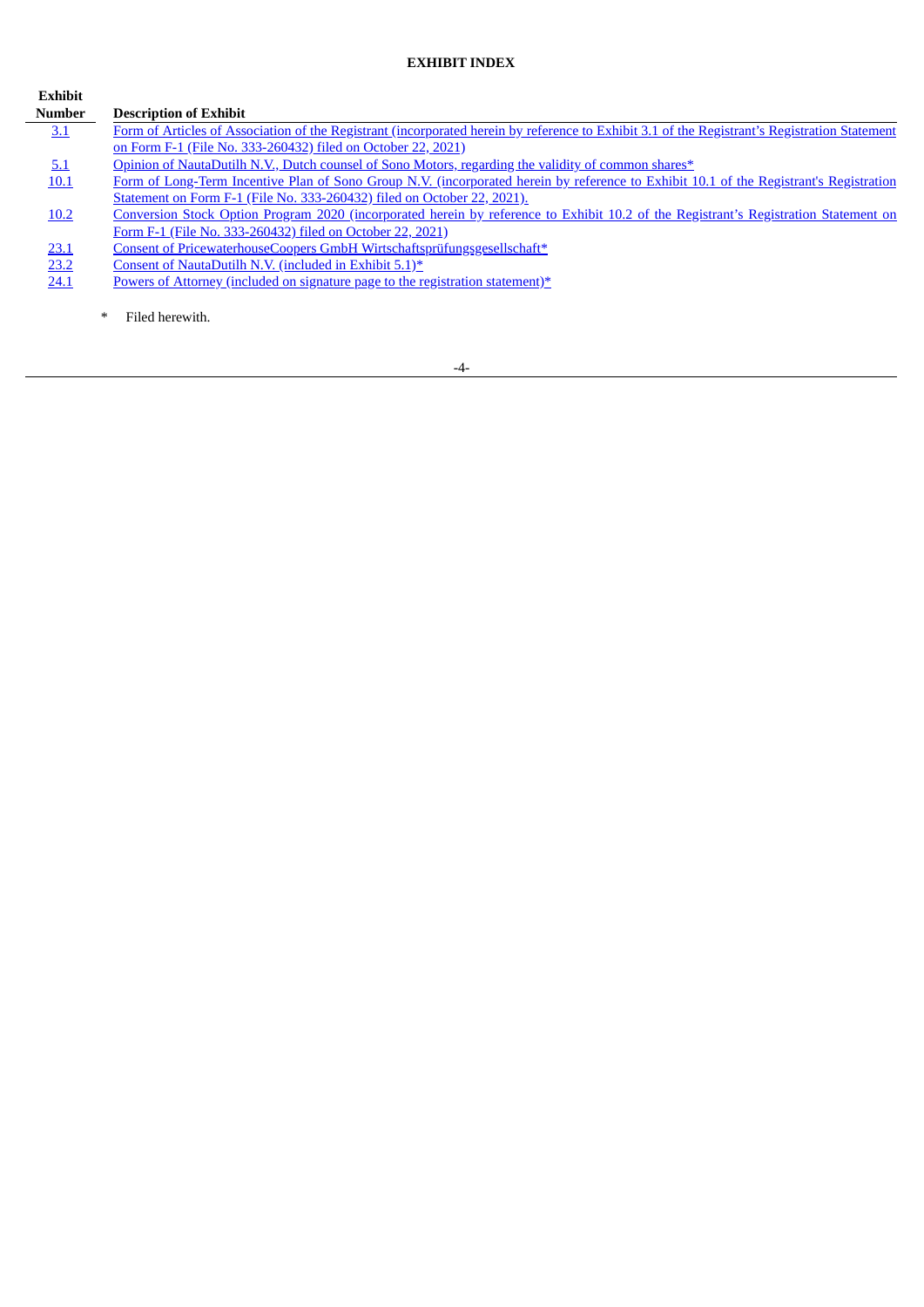## EXHIBIT INDEX

| Exhibit Number | Description of Exhibit |
|---|---|
| 3.1 | Form of Articles of Association of the Registrant (incorporated herein by reference to Exhibit 3.1 of the Registrant's Registration Statement on Form F-1 (File No. 333-260432) filed on October 22, 2021) |
| 5.1 | Opinion of NautaDutilh N.V., Dutch counsel of Sono Motors, regarding the validity of common shares* |
| 10.1 | Form of Long-Term Incentive Plan of Sono Group N.V. (incorporated herein by reference to Exhibit 10.1 of the Registrant's Registration Statement on Form F-1 (File No. 333-260432) filed on October 22, 2021). |
| 10.2 | Conversion Stock Option Program 2020 (incorporated herein by reference to Exhibit 10.2 of the Registrant's Registration Statement on Form F-1 (File No. 333-260432) filed on October 22, 2021) |
| 23.1 | Consent of PricewaterhouseCoopers GmbH Wirtschaftsprüfungsgesellschaft* |
| 23.2 | Consent of NautaDutilh N.V. (included in Exhibit 5.1)* |
| 24.1 | Powers of Attorney (included on signature page to the registration statement)* |

\* Filed herewith.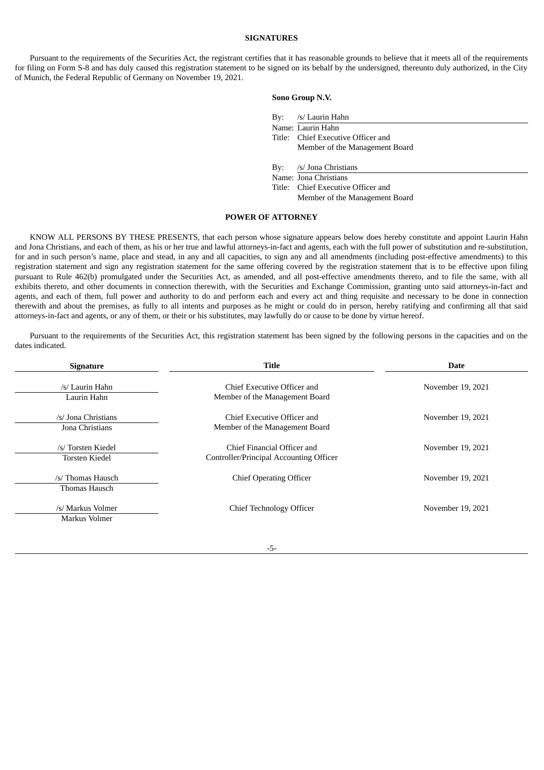## SIGNATURES

Pursuant to the requirements of the Securities Act, the registrant certifies that it has reasonable grounds to believe that it meets all of the requirements for filing on Form S-8 and has duly caused this registration statement to be signed on its behalf by the undersigned, thereunto duly authorized, in the City of Munich, the Federal Republic of Germany on November 19, 2021.

**Sono Group N.V.**

By: /s/ Laurin Hahn
Name: Laurin Hahn
Title: Chief Executive Officer and Member of the Management Board

By: /s/ Jona Christians
Name: Jona Christians
Title: Chief Executive Officer and Member of the Management Board

## POWER OF ATTORNEY

KNOW ALL PERSONS BY THESE PRESENTS, that each person whose signature appears below does hereby constitute and appoint Laurin Hahn and Jona Christians, and each of them, as his or her true and lawful attorneys-in-fact and agents, each with the full power of substitution and re-substitution, for and in such person's name, place and stead, in any and all capacities, to sign any and all amendments (including post-effective amendments) to this registration statement and sign any registration statement for the same offering covered by the registration statement that is to be effective upon filing pursuant to Rule 462(b) promulgated under the Securities Act, as amended, and all post-effective amendments thereto, and to file the same, with all exhibits thereto, and other documents in connection therewith, with the Securities and Exchange Commission, granting unto said attorneys-in-fact and agents, and each of them, full power and authority to do and perform each and every act and thing requisite and necessary to be done in connection therewith and about the premises, as fully to all intents and purposes as he might or could do in person, hereby ratifying and confirming all that said attorneys-in-fact and agents, or any of them, or their or his substitutes, may lawfully do or cause to be done by virtue hereof.

Pursuant to the requirements of the Securities Act, this registration statement has been signed by the following persons in the capacities and on the dates indicated.

| Signature | Title | Date |
|---|---|---|
| /s/ Laurin Hahn<br>Laurin Hahn | Chief Executive Officer and Member of the Management Board | November 19, 2021 |
| /s/ Jona Christians<br>Jona Christians | Chief Executive Officer and Member of the Management Board | November 19, 2021 |
| /s/ Torsten Kiedel<br>Torsten Kiedel | Chief Financial Officer and Controller/Principal Accounting Officer | November 19, 2021 |
| /s/ Thomas Hausch<br>Thomas Hausch | Chief Operating Officer | November 19, 2021 |
| /s/ Markus Volmer<br>Markus Volmer | Chief Technology Officer | November 19, 2021 |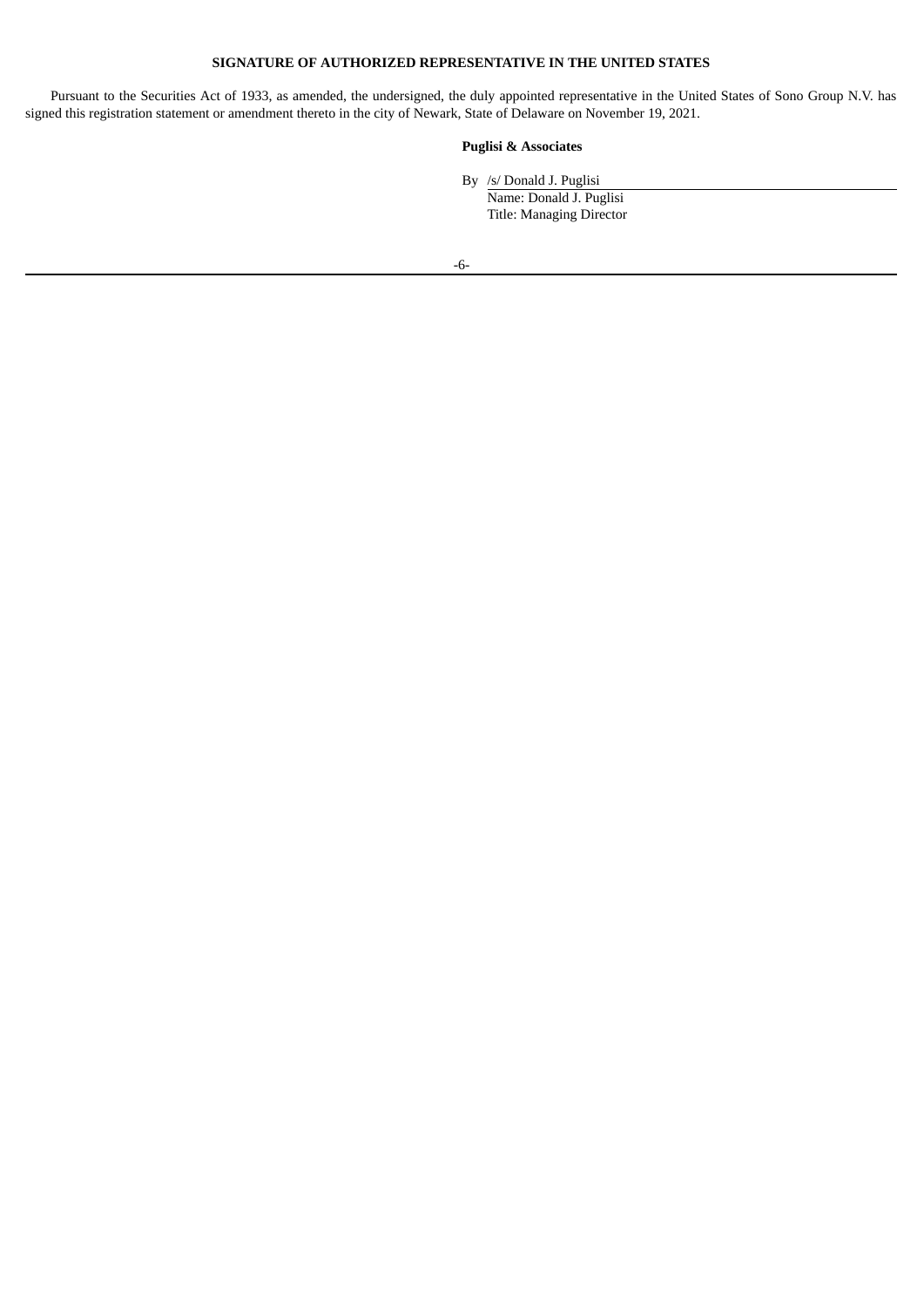## SIGNATURE OF AUTHORIZED REPRESENTATIVE IN THE UNITED STATES

Pursuant to the Securities Act of 1933, as amended, the undersigned, the duly appointed representative in the United States of Sono Group N.V. has signed this registration statement or amendment thereto in the city of Newark, State of Delaware on November 19, 2021.

**Puglisi & Associates**

By /s/ Donald J. Puglisi
Name: Donald J. Puglisi
Title: Managing Director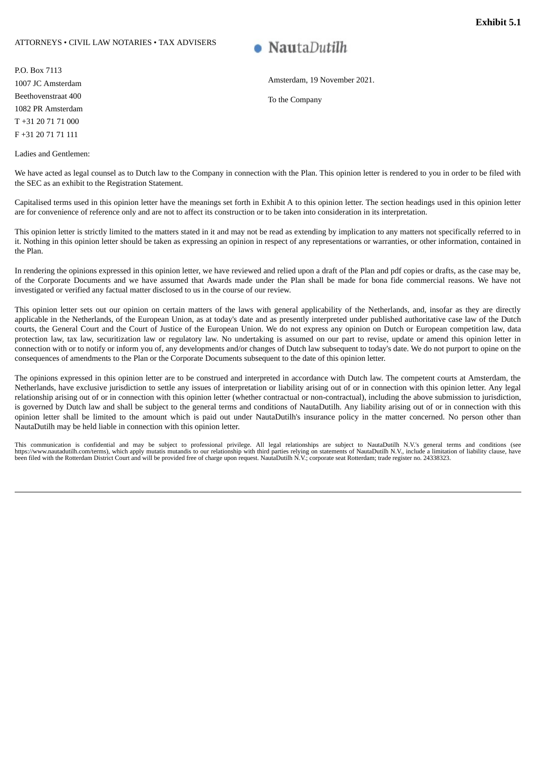**Exhibit 5.1**

ATTORNEYS • CIVIL LAW NOTARIES • TAX ADVISERS

NautaDutilh

P.O. Box 7113
1007 JC Amsterdam
Beethovenstraat 400
1082 PR Amsterdam
T +31 20 71 71 000
F +31 20 71 71 111

Amsterdam, 19 November 2021.

To the Company

Ladies and Gentlemen:

We have acted as legal counsel as to Dutch law to the Company in connection with the Plan. This opinion letter is rendered to you in order to be filed with the SEC as an exhibit to the Registration Statement.

Capitalised terms used in this opinion letter have the meanings set forth in Exhibit A to this opinion letter. The section headings used in this opinion letter are for convenience of reference only and are not to affect its construction or to be taken into consideration in its interpretation.

This opinion letter is strictly limited to the matters stated in it and may not be read as extending by implication to any matters not specifically referred to in it. Nothing in this opinion letter should be taken as expressing an opinion in respect of any representations or warranties, or other information, contained in the Plan.

In rendering the opinions expressed in this opinion letter, we have reviewed and relied upon a draft of the Plan and pdf copies or drafts, as the case may be, of the Corporate Documents and we have assumed that Awards made under the Plan shall be made for bona fide commercial reasons. We have not investigated or verified any factual matter disclosed to us in the course of our review.

This opinion letter sets out our opinion on certain matters of the laws with general applicability of the Netherlands, and, insofar as they are directly applicable in the Netherlands, of the European Union, as at today's date and as presently interpreted under published authoritative case law of the Dutch courts, the General Court and the Court of Justice of the European Union. We do not express any opinion on Dutch or European competition law, data protection law, tax law, securitization law or regulatory law. No undertaking is assumed on our part to revise, update or amend this opinion letter in connection with or to notify or inform you of, any developments and/or changes of Dutch law subsequent to today's date. We do not purport to opine on the consequences of amendments to the Plan or the Corporate Documents subsequent to the date of this opinion letter.

The opinions expressed in this opinion letter are to be construed and interpreted in accordance with Dutch law. The competent courts at Amsterdam, the Netherlands, have exclusive jurisdiction to settle any issues of interpretation or liability arising out of or in connection with this opinion letter. Any legal relationship arising out of or in connection with this opinion letter (whether contractual or non-contractual), including the above submission to jurisdiction, is governed by Dutch law and shall be subject to the general terms and conditions of NautaDutilh. Any liability arising out of or in connection with this opinion letter shall be limited to the amount which is paid out under NautaDutilh's insurance policy in the matter concerned. No person other than NautaDutilh may be held liable in connection with this opinion letter.

This communication is confidential and may be subject to professional privilege. All legal relationships are subject to NautaDutilh N.V.'s general terms and conditions (see https://www.nautadutilh.com/terms), which apply mutatis mutandis to our relationship with third parties relying on statements of NautaDutilh N.V., include a limitation of liability clause, have been filed with the Rotterdam District Court and will be provided free of charge upon request. NautaDutilh N.V.; corporate seat Rotterdam; trade register no. 24338323.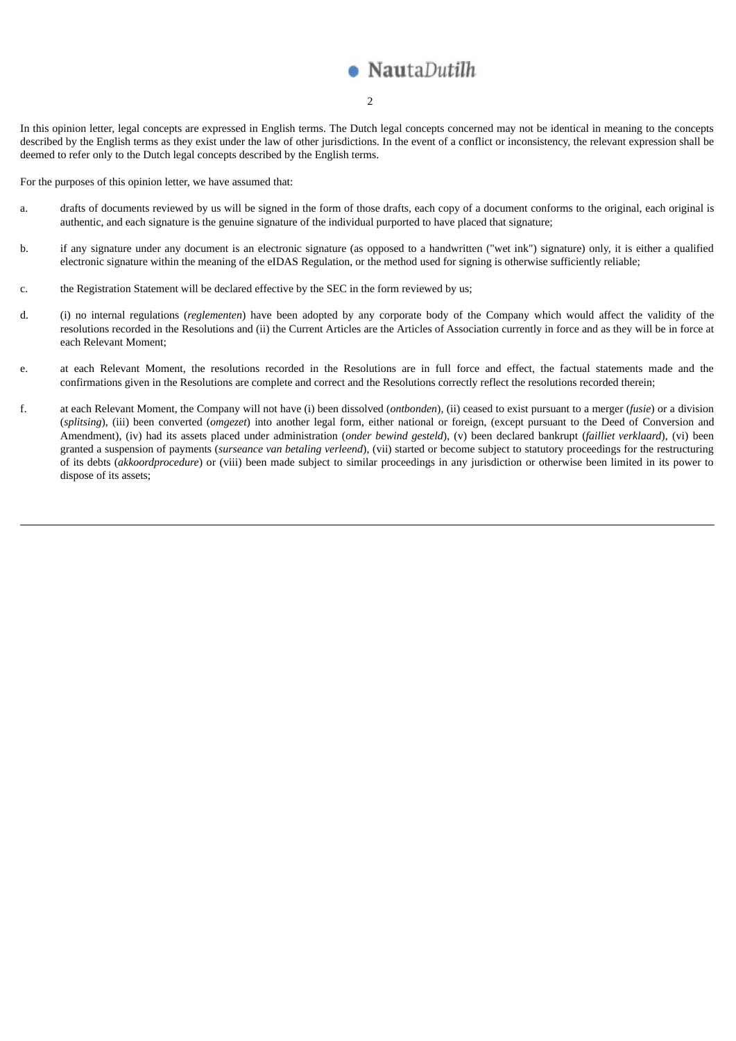In this opinion letter, legal concepts are expressed in English terms. The Dutch legal concepts concerned may not be identical in meaning to the concepts described by the English terms as they exist under the law of other jurisdictions. In the event of a conflict or inconsistency, the relevant expression shall be deemed to refer only to the Dutch legal concepts described by the English terms.

For the purposes of this opinion letter, we have assumed that:

a. drafts of documents reviewed by us will be signed in the form of those drafts, each copy of a document conforms to the original, each original is authentic, and each signature is the genuine signature of the individual purported to have placed that signature;

b. if any signature under any document is an electronic signature (as opposed to a handwritten ("wet ink") signature) only, it is either a qualified electronic signature within the meaning of the eIDAS Regulation, or the method used for signing is otherwise sufficiently reliable;

c. the Registration Statement will be declared effective by the SEC in the form reviewed by us;

d. (i) no internal regulations (*reglementen*) have been adopted by any corporate body of the Company which would affect the validity of the resolutions recorded in the Resolutions and (ii) the Current Articles are the Articles of Association currently in force and as they will be in force at each Relevant Moment;

e. at each Relevant Moment, the resolutions recorded in the Resolutions are in full force and effect, the factual statements made and the confirmations given in the Resolutions are complete and correct and the Resolutions correctly reflect the resolutions recorded therein;

f. at each Relevant Moment, the Company will not have (i) been dissolved (*ontbonden*), (ii) ceased to exist pursuant to a merger (*fusie*) or a division (*splitsing*), (iii) been converted (*omgezet*) into another legal form, either national or foreign, (except pursuant to the Deed of Conversion and Amendment), (iv) had its assets placed under administration (*onder bewind gesteld*), (v) been declared bankrupt (*failliet verklaard*), (vi) been granted a suspension of payments (*surseance van betaling verleend*), (vii) started or become subject to statutory proceedings for the restructuring of its debts (*akkoordprocedure*) or (viii) been made subject to similar proceedings in any jurisdiction or otherwise been limited in its power to dispose of its assets;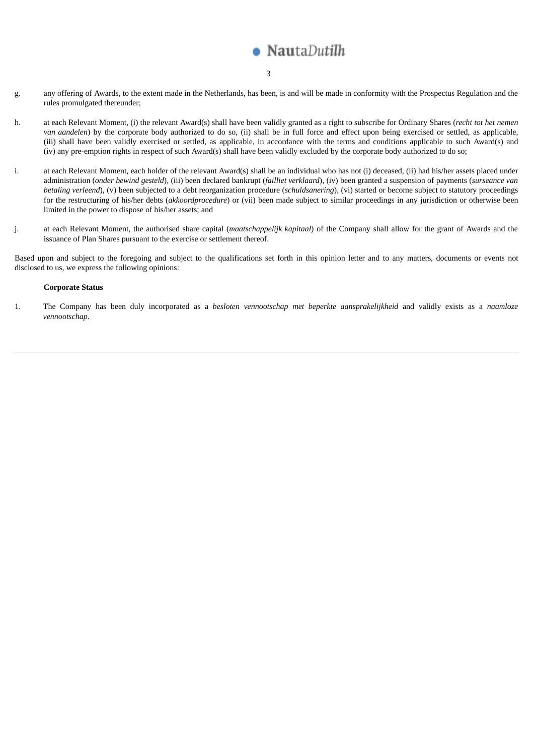g. any offering of Awards, to the extent made in the Netherlands, has been, is and will be made in conformity with the Prospectus Regulation and the rules promulgated thereunder;

h. at each Relevant Moment, (i) the relevant Award(s) shall have been validly granted as a right to subscribe for Ordinary Shares (*recht tot het nemen van aandelen*) by the corporate body authorized to do so, (ii) shall be in full force and effect upon being exercised or settled, as applicable, (iii) shall have been validly exercised or settled, as applicable, in accordance with the terms and conditions applicable to such Award(s) and (iv) any pre-emption rights in respect of such Award(s) shall have been validly excluded by the corporate body authorized to do so;

i. at each Relevant Moment, each holder of the relevant Award(s) shall be an individual who has not (i) deceased, (ii) had his/her assets placed under administration (*onder bewind gesteld*), (iii) been declared bankrupt (*failliet verklaard*), (iv) been granted a suspension of payments (*surseance van betaling verleend*), (v) been subjected to a debt reorganization procedure (*schuldsanering*), (vi) started or become subject to statutory proceedings for the restructuring of his/her debts (*akkoordprocedure*) or (vii) been made subject to similar proceedings in any jurisdiction or otherwise been limited in the power to dispose of his/her assets; and

j. at each Relevant Moment, the authorised share capital (*maatschappelijk kapitaal*) of the Company shall allow for the grant of Awards and the issuance of Plan Shares pursuant to the exercise or settlement thereof.

Based upon and subject to the foregoing and subject to the qualifications set forth in this opinion letter and to any matters, documents or events not disclosed to us, we express the following opinions:

**Corporate Status**

1. The Company has been duly incorporated as a *besloten vennootschap met beperkte aansprakelijkheid* and validly exists as a *naamloze vennootschap*.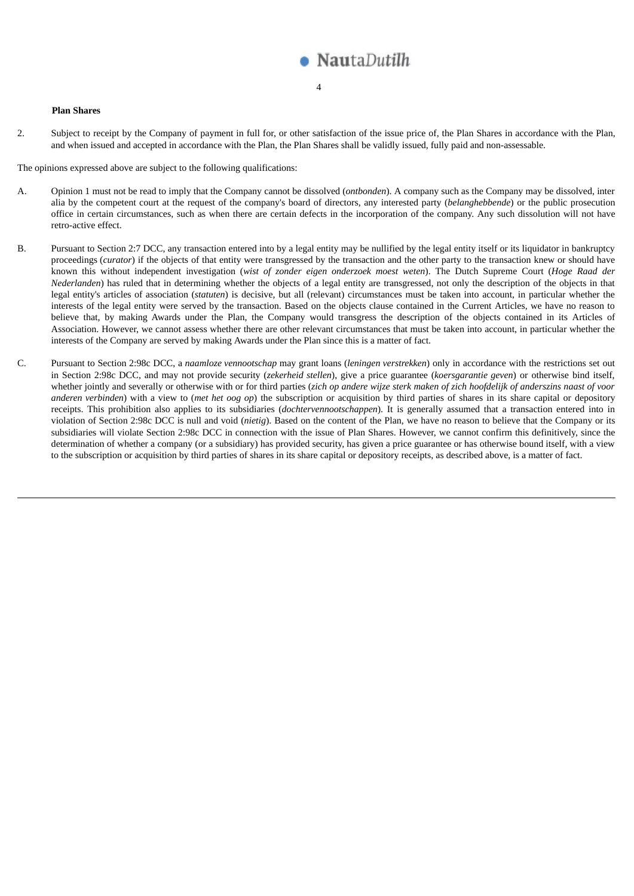**Plan Shares**

2. Subject to receipt by the Company of payment in full for, or other satisfaction of the issue price of, the Plan Shares in accordance with the Plan, and when issued and accepted in accordance with the Plan, the Plan Shares shall be validly issued, fully paid and non-assessable.

The opinions expressed above are subject to the following qualifications:

A. Opinion 1 must not be read to imply that the Company cannot be dissolved (*ontbonden*). A company such as the Company may be dissolved, inter alia by the competent court at the request of the company's board of directors, any interested party (*belanghebbende*) or the public prosecution office in certain circumstances, such as when there are certain defects in the incorporation of the company. Any such dissolution will not have retro-active effect.

B. Pursuant to Section 2:7 DCC, any transaction entered into by a legal entity may be nullified by the legal entity itself or its liquidator in bankruptcy proceedings (*curator*) if the objects of that entity were transgressed by the transaction and the other party to the transaction knew or should have known this without independent investigation (*wist of zonder eigen onderzoek moest weten*). The Dutch Supreme Court (*Hoge Raad der Nederlanden*) has ruled that in determining whether the objects of a legal entity are transgressed, not only the description of the objects in that legal entity's articles of association (*statuten*) is decisive, but all (relevant) circumstances must be taken into account, in particular whether the interests of the legal entity were served by the transaction. Based on the objects clause contained in the Current Articles, we have no reason to believe that, by making Awards under the Plan, the Company would transgress the description of the objects contained in its Articles of Association. However, we cannot assess whether there are other relevant circumstances that must be taken into account, in particular whether the interests of the Company are served by making Awards under the Plan since this is a matter of fact.

C. Pursuant to Section 2:98c DCC, a *naamloze vennootschap* may grant loans (*leningen verstrekken*) only in accordance with the restrictions set out in Section 2:98c DCC, and may not provide security (*zekerheid stellen*), give a price guarantee (*koersgarantie geven*) or otherwise bind itself, whether jointly and severally or otherwise with or for third parties (*zich op andere wijze sterk maken of zich hoofdelijk of anderszins naast of voor anderen verbinden*) with a view to (*met het oog op*) the subscription or acquisition by third parties of shares in its share capital or depository receipts. This prohibition also applies to its subsidiaries (*dochtervennootschappen*). It is generally assumed that a transaction entered into in violation of Section 2:98c DCC is null and void (*nietig*). Based on the content of the Plan, we have no reason to believe that the Company or its subsidiaries will violate Section 2:98c DCC in connection with the issue of Plan Shares. However, we cannot confirm this definitively, since the determination of whether a company (or a subsidiary) has provided security, has given a price guarantee or has otherwise bound itself, with a view to the subscription or acquisition by third parties of shares in its share capital or depository receipts, as described above, is a matter of fact.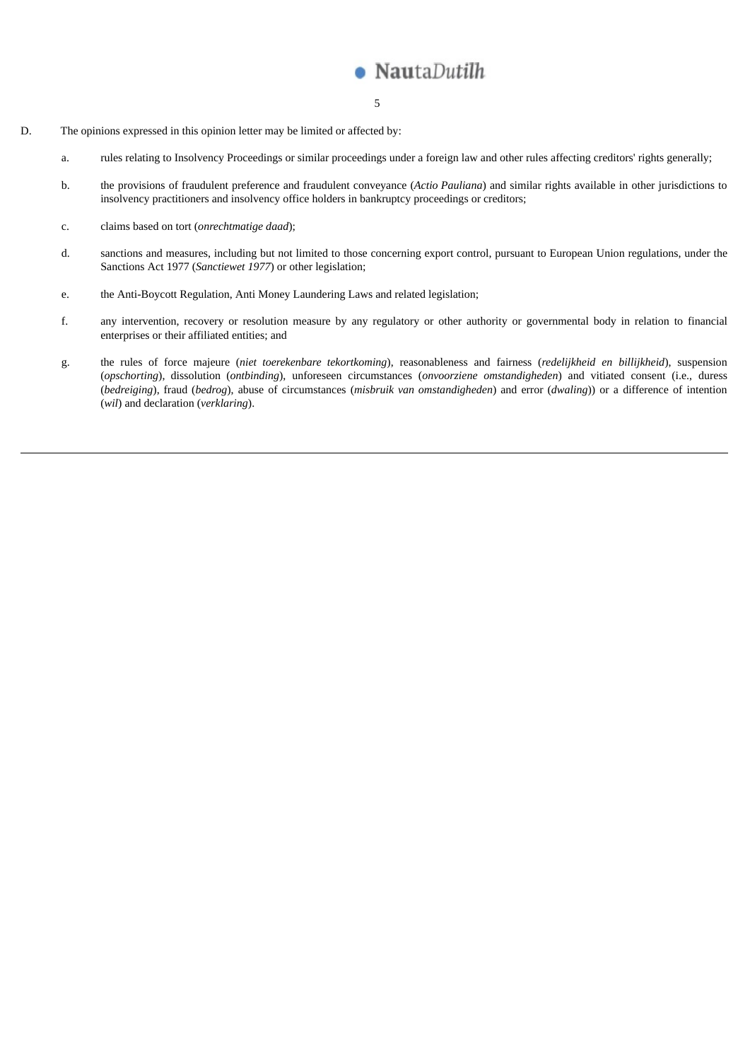D. The opinions expressed in this opinion letter may be limited or affected by:

a. rules relating to Insolvency Proceedings or similar proceedings under a foreign law and other rules affecting creditors' rights generally;

b. the provisions of fraudulent preference and fraudulent conveyance (*Actio Pauliana*) and similar rights available in other jurisdictions to insolvency practitioners and insolvency office holders in bankruptcy proceedings or creditors;

c. claims based on tort (*onrechtmatige daad*);

d. sanctions and measures, including but not limited to those concerning export control, pursuant to European Union regulations, under the Sanctions Act 1977 (*Sanctiewet 1977*) or other legislation;

e. the Anti-Boycott Regulation, Anti Money Laundering Laws and related legislation;

f. any intervention, recovery or resolution measure by any regulatory or other authority or governmental body in relation to financial enterprises or their affiliated entities; and

g. the rules of force majeure (*niet toerekenbare tekortkoming*), reasonableness and fairness (*redelijkheid en billijkheid*), suspension (*opschorting*), dissolution (*ontbinding*), unforeseen circumstances (*onvoorziene omstandigheden*) and vitiated consent (i.e., duress (*bedreiging*), fraud (*bedrog*), abuse of circumstances (*misbruik van omstandigheden*) and error (*dwaling*)) or a difference of intention (*wil*) and declaration (*verklaring*).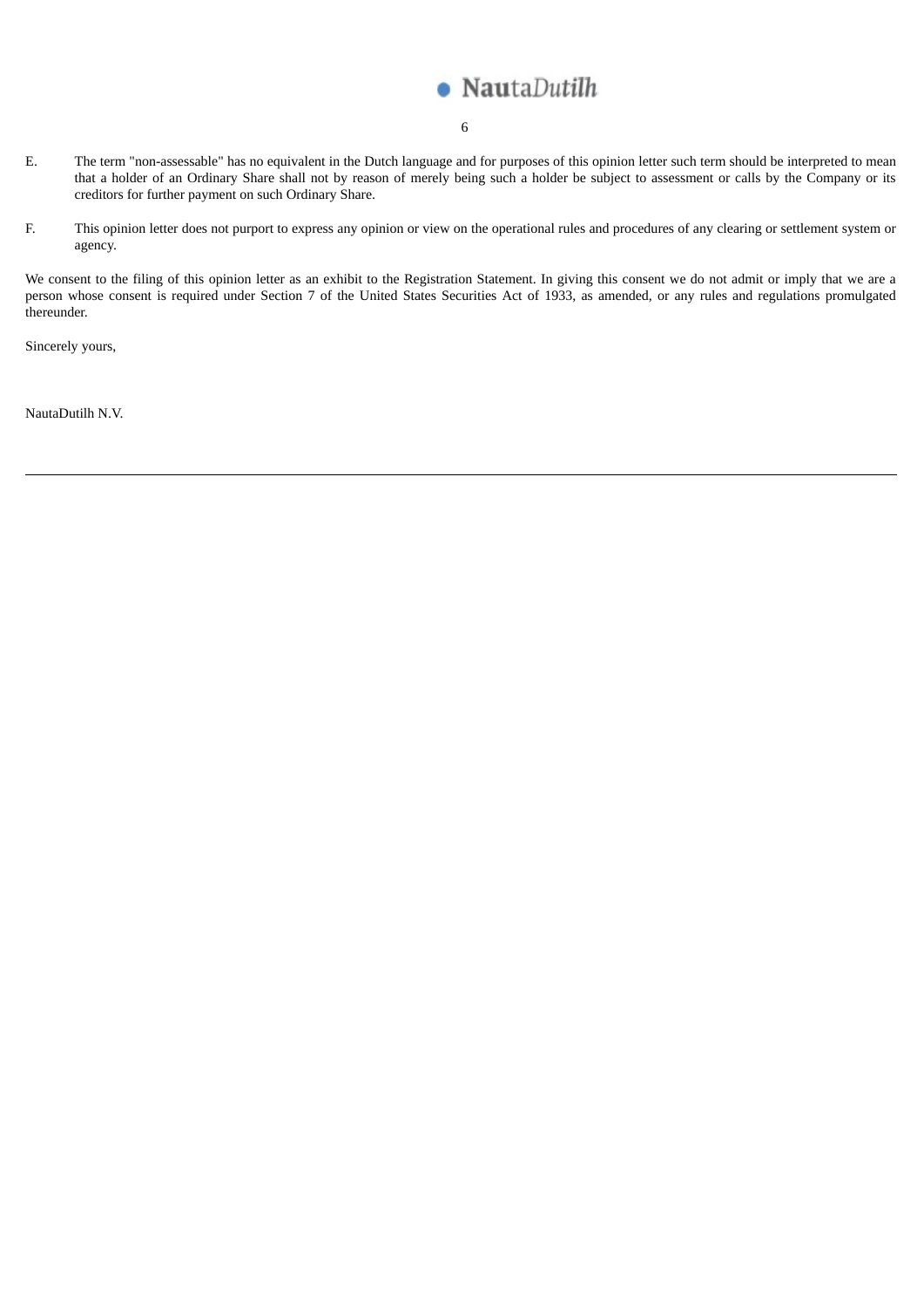E. The term "non-assessable" has no equivalent in the Dutch language and for purposes of this opinion letter such term should be interpreted to mean that a holder of an Ordinary Share shall not by reason of merely being such a holder be subject to assessment or calls by the Company or its creditors for further payment on such Ordinary Share.

F. This opinion letter does not purport to express any opinion or view on the operational rules and procedures of any clearing or settlement system or agency.

We consent to the filing of this opinion letter as an exhibit to the Registration Statement. In giving this consent we do not admit or imply that we are a person whose consent is required under Section 7 of the United States Securities Act of 1933, as amended, or any rules and regulations promulgated thereunder.

Sincerely yours,

NautaDutilh N.V.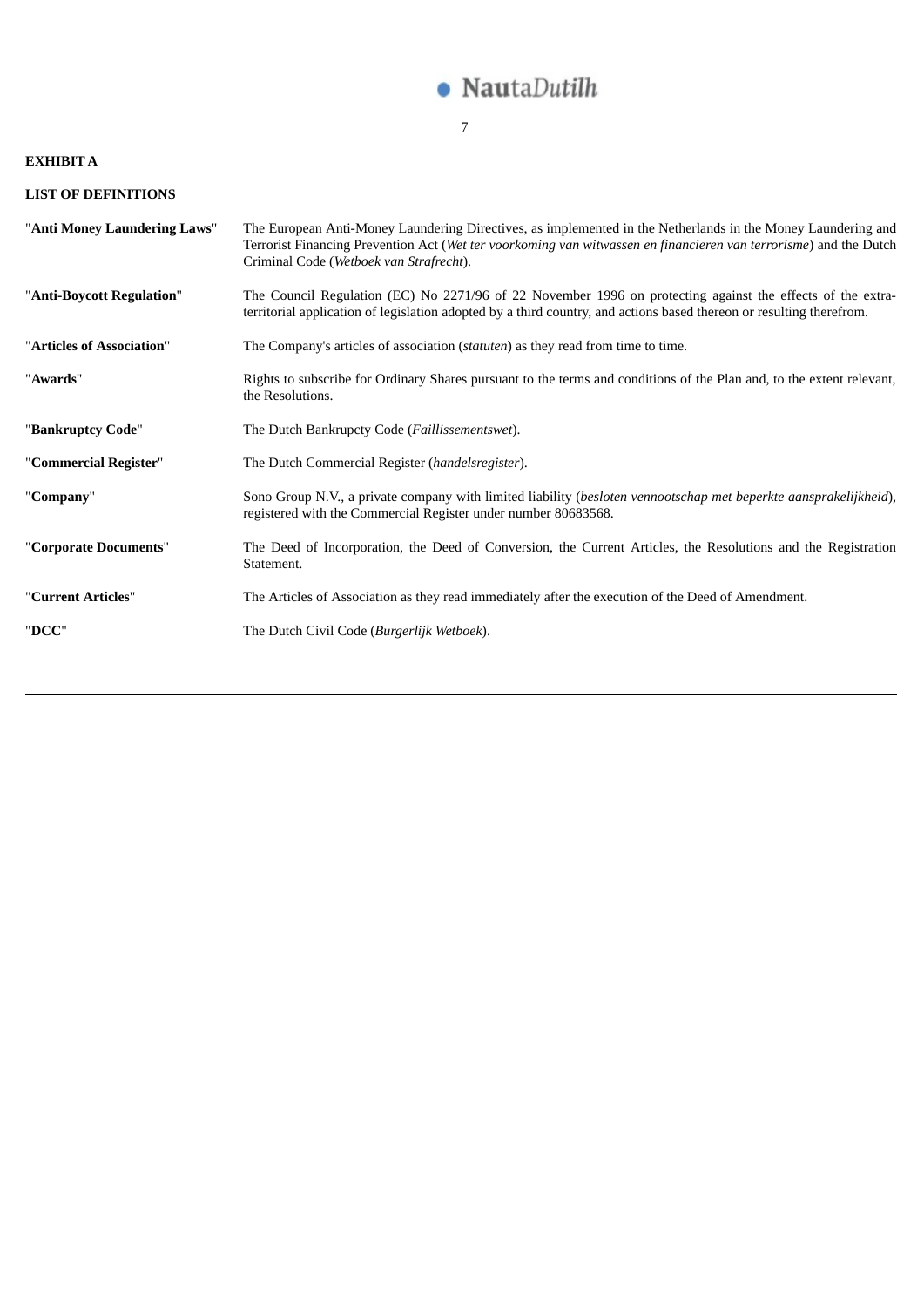**EXHIBIT A**

**LIST OF DEFINITIONS**

| | |
|---|---|
| "**Anti Money Laundering Laws**" | The European Anti-Money Laundering Directives, as implemented in the Netherlands in the Money Laundering and Terrorist Financing Prevention Act (*Wet ter voorkoming van witwassen en financieren van terrorisme*) and the Dutch Criminal Code (*Wetboek van Strafrecht*). |
| "**Anti-Boycott Regulation**" | The Council Regulation (EC) No 2271/96 of 22 November 1996 on protecting against the effects of the extra-territorial application of legislation adopted by a third country, and actions based thereon or resulting therefrom. |
| "**Articles of Association**" | The Company's articles of association (*statuten*) as they read from time to time. |
| "**Awards**" | Rights to subscribe for Ordinary Shares pursuant to the terms and conditions of the Plan and, to the extent relevant, the Resolutions. |
| "**Bankruptcy Code**" | The Dutch Bankrupcty Code (*Faillissementswet*). |
| "**Commercial Register**" | The Dutch Commercial Register (*handelsregister*). |
| "**Company**" | Sono Group N.V., a private company with limited liability (*besloten vennootschap met beperkte aansprakelijkheid*), registered with the Commercial Register under number 80683568. |
| "**Corporate Documents**" | The Deed of Incorporation, the Deed of Conversion, the Current Articles, the Resolutions and the Registration Statement. |
| "**Current Articles**" | The Articles of Association as they read immediately after the execution of the Deed of Amendment. |
| "**DCC**" | The Dutch Civil Code (*Burgerlijk Wetboek*). |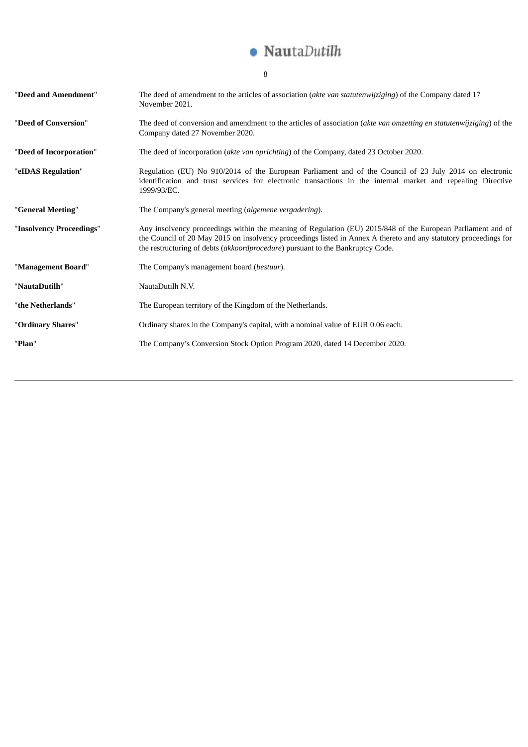| | |
|---|---|
| "**Deed and Amendment**" | The deed of amendment to the articles of association (*akte van statutenwijziging*) of the Company dated 17 November 2021. |
| "**Deed of Conversion**" | The deed of conversion and amendment to the articles of association (*akte van omzetting en statutenwijziging*) of the Company dated 27 November 2020. |
| "**Deed of Incorporation**" | The deed of incorporation (*akte van oprichting*) of the Company, dated 23 October 2020. |
| "**eIDAS Regulation**" | Regulation (EU) No 910/2014 of the European Parliament and of the Council of 23 July 2014 on electronic identification and trust services for electronic transactions in the internal market and repealing Directive 1999/93/EC. |
| "**General Meeting**" | The Company's general meeting (*algemene vergadering*). |
| "**Insolvency Proceedings**" | Any insolvency proceedings within the meaning of Regulation (EU) 2015/848 of the European Parliament and of the Council of 20 May 2015 on insolvency proceedings listed in Annex A thereto and any statutory proceedings for the restructuring of debts (*akkoordprocedure*) pursuant to the Bankruptcy Code. |
| "**Management Board**" | The Company's management board (*bestuur*). |
| "**NautaDutilh**" | NautaDutilh N.V. |
| "**the Netherlands**" | The European territory of the Kingdom of the Netherlands. |
| "**Ordinary Shares**" | Ordinary shares in the Company's capital, with a nominal value of EUR 0.06 each. |
| "**Plan**" | The Company's Conversion Stock Option Program 2020, dated 14 December 2020. |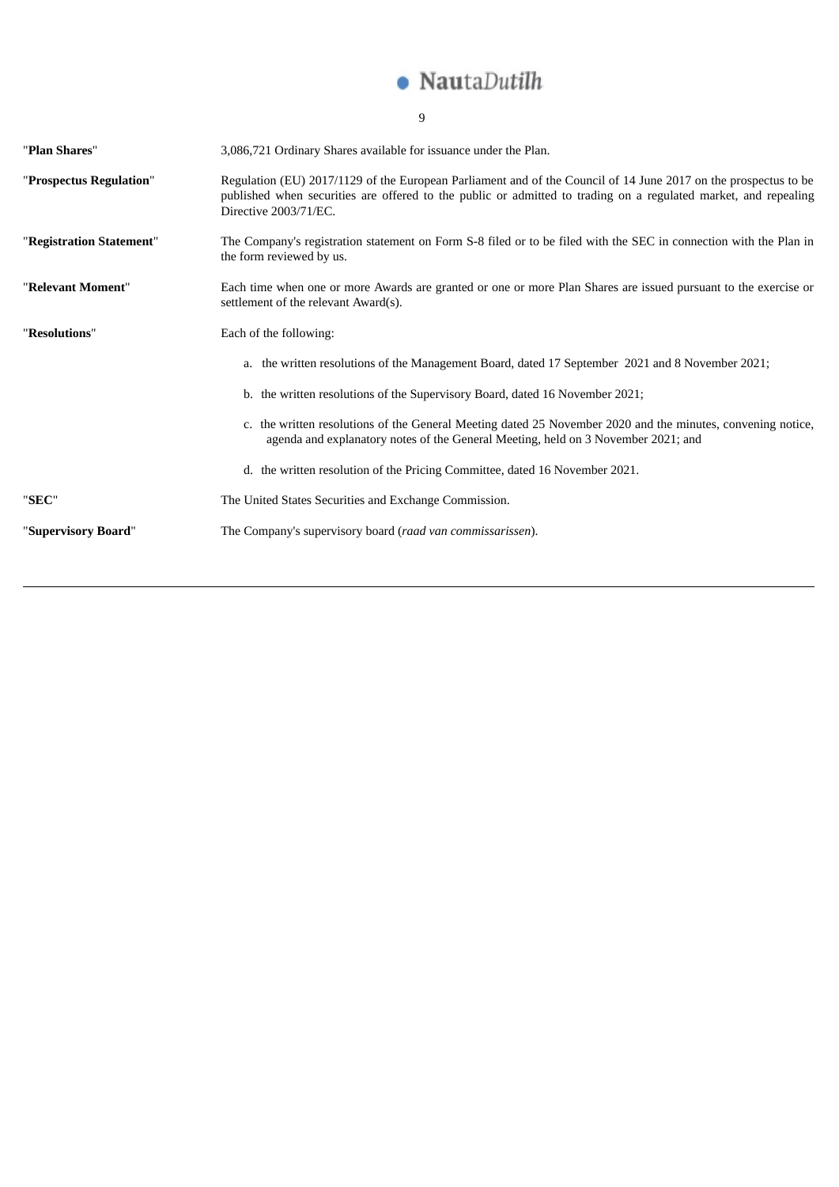| | |
|---|---|
| "**Plan Shares**" | 3,086,721 Ordinary Shares available for issuance under the Plan. |
| "**Prospectus Regulation**" | Regulation (EU) 2017/1129 of the European Parliament and of the Council of 14 June 2017 on the prospectus to be published when securities are offered to the public or admitted to trading on a regulated market, and repealing Directive 2003/71/EC. |
| "**Registration Statement**" | The Company's registration statement on Form S-8 filed or to be filed with the SEC in connection with the Plan in the form reviewed by us. |
| "**Relevant Moment**" | Each time when one or more Awards are granted or one or more Plan Shares are issued pursuant to the exercise or settlement of the relevant Award(s). |
| "**Resolutions**" | Each of the following:<br><br>a. the written resolutions of the Management Board, dated 17 September 2021 and 8 November 2021;<br><br>b. the written resolutions of the Supervisory Board, dated 16 November 2021;<br><br>c. the written resolutions of the General Meeting dated 25 November 2020 and the minutes, convening notice, agenda and explanatory notes of the General Meeting, held on 3 November 2021; and<br><br>d. the written resolution of the Pricing Committee, dated 16 November 2021. |
| "**SEC**" | The United States Securities and Exchange Commission. |
| "**Supervisory Board**" | The Company's supervisory board (*raad van commissarissen*). |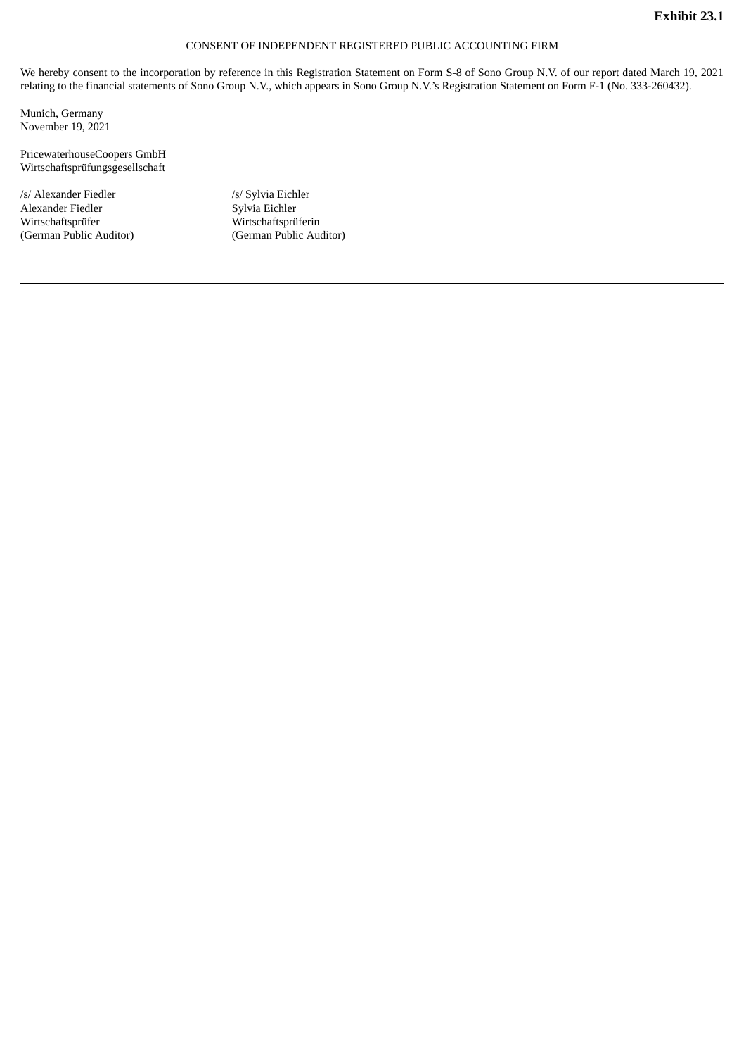**Exhibit 23.1**

CONSENT OF INDEPENDENT REGISTERED PUBLIC ACCOUNTING FIRM

We hereby consent to the incorporation by reference in this Registration Statement on Form S-8 of Sono Group N.V. of our report dated March 19, 2021 relating to the financial statements of Sono Group N.V., which appears in Sono Group N.V.'s Registration Statement on Form F-1 (No. 333-260432).

Munich, Germany
November 19, 2021

PricewaterhouseCoopers GmbH
Wirtschaftsprüfungsgesellschaft

| | |
|---|---|
| /s/ Alexander Fiedler | /s/ Sylvia Eichler |
| Alexander Fiedler | Sylvia Eichler |
| Wirtschaftsprüfer | Wirtschaftsprüferin |
| (German Public Auditor) | (German Public Auditor) |